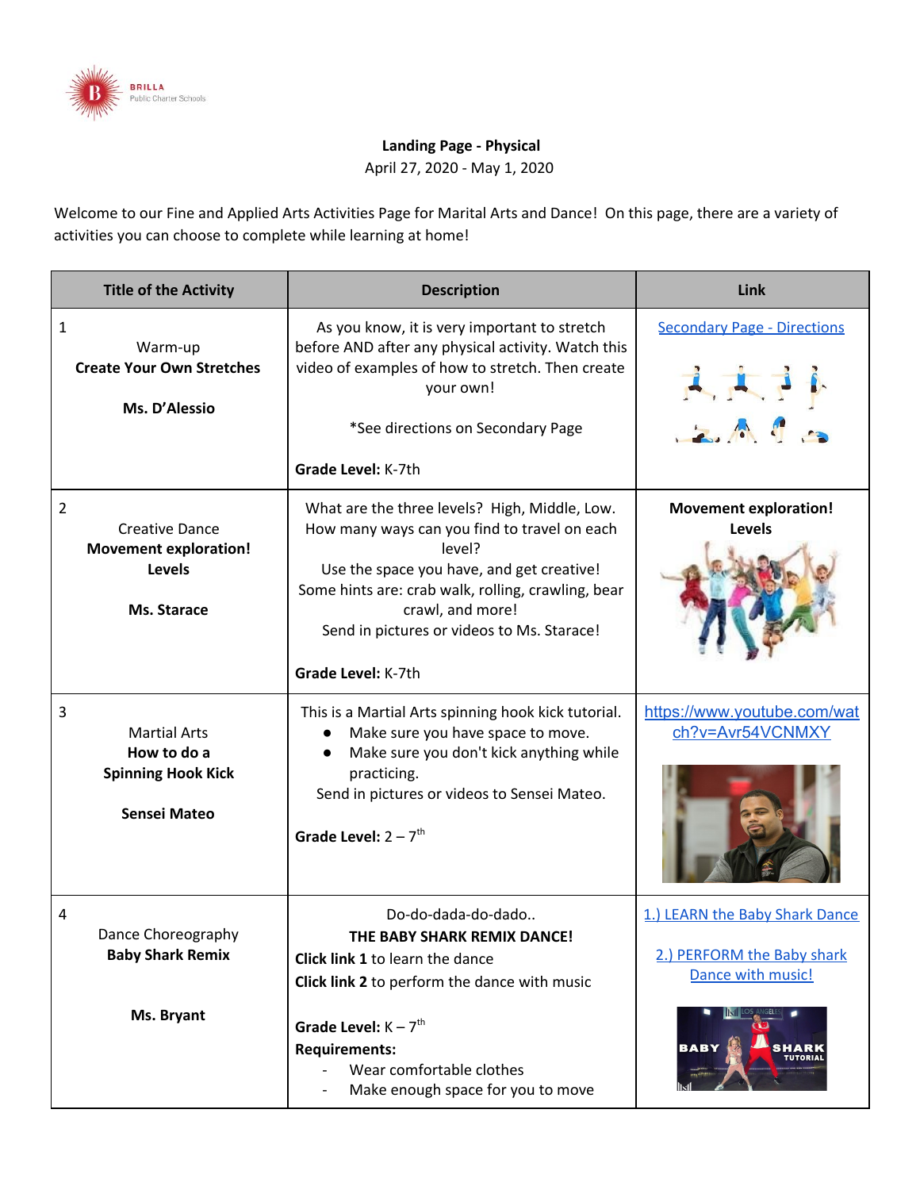BRILLA Public Charter Schools

**Landing Page - Physical**
April 27, 2020 - May 1, 2020

Welcome to our Fine and Applied Arts Activities Page for Marital Arts and Dance! On this page, there are a variety of activities you can choose to complete while learning at home!

| Title of the Activity | Description | Link |
|---|---|---|
| 1<br>Warm-up<br>**Create Your Own Stretches**<br><br>**Ms. D'Alessio** | As you know, it is very important to stretch before AND after any physical activity. Watch this video of examples of how to stretch. Then create your own!<br><br>*See directions on Secondary Page<br><br>**Grade Level:** K-7th | Secondary Page - Directions |
| 2<br>Creative Dance<br>**Movement exploration!**<br>**Levels**<br><br>**Ms. Starace** | What are the three levels? High, Middle, Low. How many ways can you find to travel on each level?<br>Use the space you have, and get creative!<br>Some hints are: crab walk, rolling, crawling, bear crawl, and more!<br>Send in pictures or videos to Ms. Starace!<br><br>**Grade Level:** K-7th | **Movement exploration!**<br>**Levels** |
| 3<br>Martial Arts<br>**How to do a**<br>**Spinning Hook Kick**<br><br>**Sensei Mateo** | This is a Martial Arts spinning hook kick tutorial.<br>● Make sure you have space to move.<br>● Make sure you don't kick anything while practicing.<br>Send in pictures or videos to Sensei Mateo.<br><br>**Grade Level:** 2 – 7th | https://www.youtube.com/watch?v=Avr54VCNMXY |
| 4<br>Dance Choreography<br>**Baby Shark Remix**<br><br>**Ms. Bryant** | Do-do-dada-do-dado..<br>**THE BABY SHARK REMIX DANCE!**<br>**Click link 1** to learn the dance<br>**Click link 2** to perform the dance with music<br><br>**Grade Level:** K – 7th<br>**Requirements:**<br>- Wear comfortable clothes<br>- Make enough space for you to move | 1.) LEARN the Baby Shark Dance<br><br>2.) PERFORM the Baby shark Dance with music! |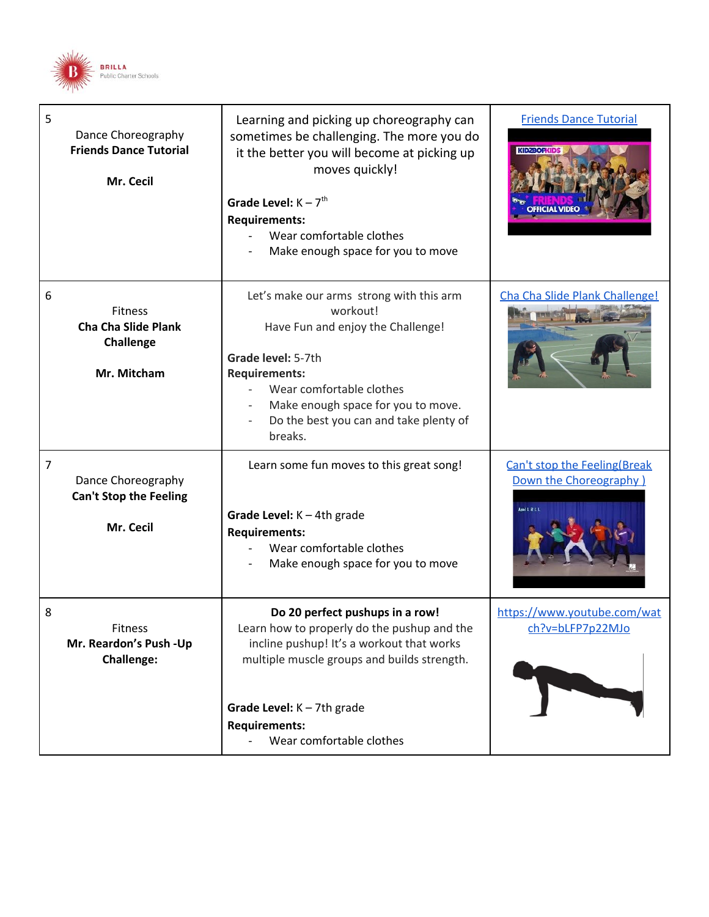| | | |
|---|---|---|
| 5<br>Dance Choreography<br>**Friends Dance Tutorial**<br><br>**Mr. Cecil** | Learning and picking up choreography can sometimes be challenging. The more you do it the better you will become at picking up moves quickly!<br><br>**Grade Level:** K – 7th<br>**Requirements:**<br>- Wear comfortable clothes<br>- Make enough space for you to move | [Friends Dance Tutorial] |
| 6<br>Fitness<br>**Cha Cha Slide Plank Challenge**<br><br>**Mr. Mitcham** | Let's make our arms strong with this arm workout!<br>Have Fun and enjoy the Challenge!<br><br>**Grade level:** 5-7th<br>**Requirements:**<br>- Wear comfortable clothes<br>- Make enough space for you to move.<br>- Do the best you can and take plenty of breaks. | [Cha Cha Slide Plank Challenge!] |
| 7<br>Dance Choreography<br>**Can't Stop the Feeling**<br><br>**Mr. Cecil** | Learn some fun moves to this great song!<br><br>**Grade Level:** K – 4th grade<br>**Requirements:**<br>- Wear comfortable clothes<br>- Make enough space for you to move | [Can't stop the Feeling(Break Down the Choreography )] |
| 8<br>Fitness<br>**Mr. Reardon's Push -Up Challenge:** | **Do 20 perfect pushups in a row!**<br>Learn how to properly do the pushup and the incline pushup! It's a workout that works multiple muscle groups and builds strength.<br><br>**Grade Level:** K – 7th grade<br>**Requirements:**<br>- Wear comfortable clothes | https://www.youtube.com/watch?v=bLFP7p22MJo |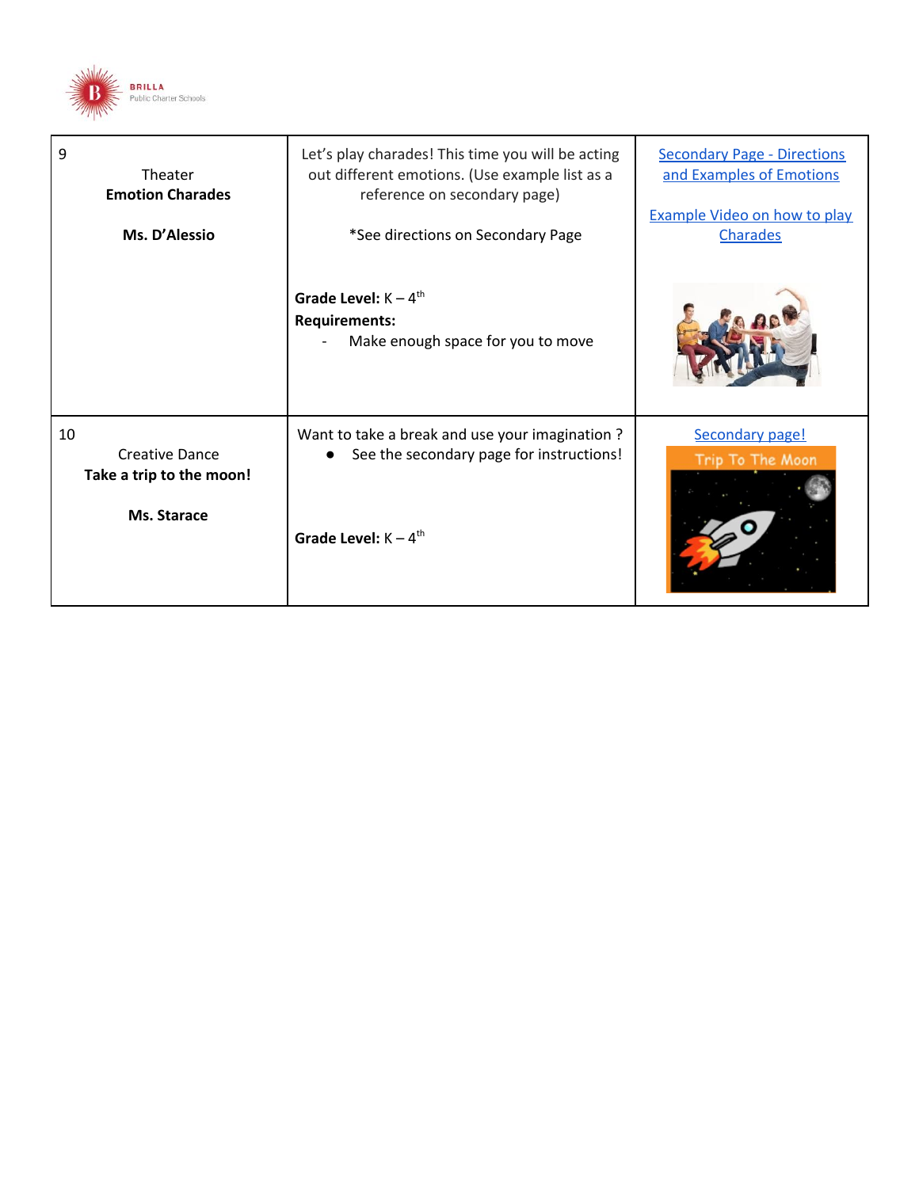| | | |
|---|---|---|
| 9<br>Theater<br>**Emotion Charades**<br><br>**Ms. D'Alessio** | Let's play charades! This time you will be acting out different emotions. (Use example list as a reference on secondary page)<br><br>*See directions on Secondary Page<br><br>**Grade Level:** K – 4th<br>**Requirements:**<br>- Make enough space for you to move | Secondary Page - Directions and Examples of Emotions<br><br>Example Video on how to play Charades |
| 10<br>Creative Dance<br>**Take a trip to the moon!**<br><br>**Ms. Starace** | Want to take a break and use your imagination ?<br>● See the secondary page for instructions!<br><br>**Grade Level:** K – 4th | Secondary page!<br>Trip To The Moon |